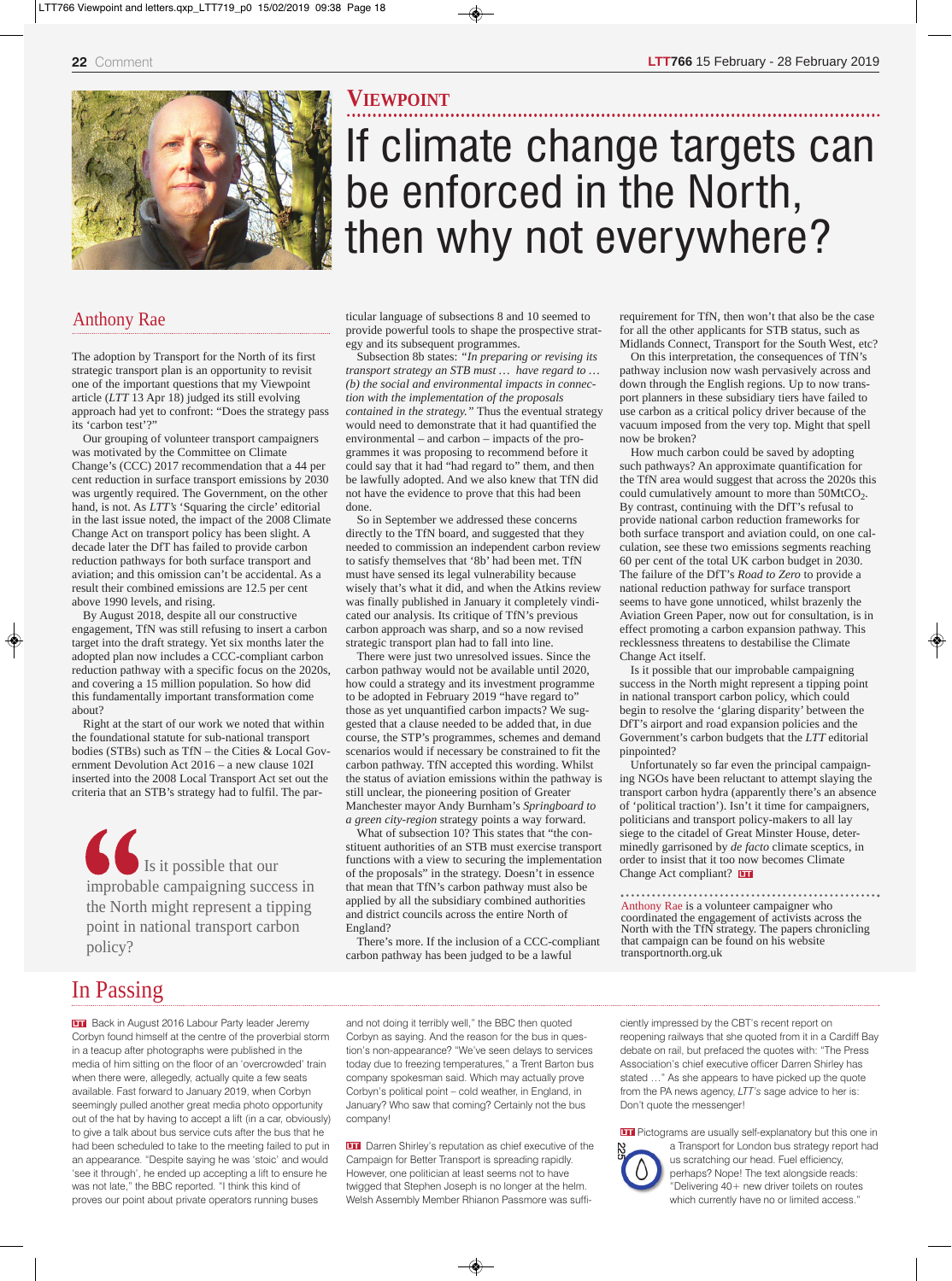## VIEWPOINT

# If climate change targets can be enforced in the North, then why not everywhere?

### Anthony Rae

The adoption by Transport for the North of its first strategic transport plan is an opportunity to revisit one of the important questions that my Viewpoint article (*LTT* 13 Apr 18) judged its still evolving approach had yet to confront: "Does the strategy pass its 'carbon test'?"

Our grouping of volunteer transport campaigners was motivated by the Committee on Climate Change's (CCC) 2017 recommendation that a 44 per cent reduction in surface transport emissions by 2030 was urgently required. The Government, on the other hand, is not. As *LTT's* 'Squaring the circle' editorial in the last issue noted, the impact of the 2008 Climate Change Act on transport policy has been slight. A decade later the DfT has failed to provide carbon reduction pathways for both surface transport and aviation; and this omission can't be accidental. As a result their combined emissions are 12.5 per cent above 1990 levels, and rising.

By August 2018, despite all our constructive engagement, TfN was still refusing to insert a carbon target into the draft strategy. Yet six months later the adopted plan now includes a CCC-compliant carbon reduction pathway with a specific focus on the 2020s, and covering a 15 million population. So how did this fundamentally important transformation come about?

Right at the start of our work we noted that within the foundational statute for sub-national transport bodies (STBs) such as TfN – the Cities & Local Government Devolution Act 2016 – a new clause 102I inserted into the 2008 Local Transport Act set out the criteria that an STB's strategy had to fulfil. The particular language of subsections 8 and 10 seemed to provide powerful tools to shape the prospective strategy and its subsequent programmes.

Subsection 8b states: *"In preparing or revising its transport strategy an STB must … have regard to … (b) the social and environmental impacts in connection with the implementation of the proposals contained in the strategy."* Thus the eventual strategy would need to demonstrate that it had quantified the environmental – and carbon – impacts of the programmes it was proposing to recommend before it could say that it had "had regard to" them, and then be lawfully adopted. And we also knew that TfN did not have the evidence to prove that this had been done.

So in September we addressed these concerns directly to the TfN board, and suggested that they needed to commission an independent carbon review to satisfy themselves that '8b' had been met. TfN must have sensed its legal vulnerability because wisely that's what it did, and when the Atkins review was finally published in January it completely vindicated our analysis. Its critique of TfN's previous carbon approach was sharp, and so a now revised strategic transport plan had to fall into line.

There were just two unresolved issues. Since the carbon pathway would not be available until 2020, how could a strategy and its investment programme to be adopted in February 2019 "have regard to" those as yet unquantified carbon impacts? We suggested that a clause needed to be added that, in due course, the STP's programmes, schemes and demand scenarios would if necessary be constrained to fit the carbon pathway. TfN accepted this wording. Whilst the status of aviation emissions within the pathway is still unclear, the pioneering position of Greater Manchester mayor Andy Burnham's *Springboard to a green city-region* strategy points a way forward.

What of subsection 10? This states that "the constituent authorities of an STB must exercise transport functions with a view to securing the implementation of the proposals" in the strategy. Doesn't in essence that mean that TfN's carbon pathway must also be applied by all the subsidiary combined authorities and district councils across the entire North of England?

There's more. If the inclusion of a CCC-compliant carbon pathway has been judged to be a lawful requirement for TfN, then won't that also be the case for all the other applicants for STB status, such as Midlands Connect, Transport for the South West, etc?

On this interpretation, the consequences of TfN's pathway inclusion now wash pervasively across and down through the English regions. Up to now transport planners in these subsidiary tiers have failed to use carbon as a critical policy driver because of the vacuum imposed from the very top. Might that spell now be broken?

How much carbon could be saved by adopting such pathways? An approximate quantification for the TfN area would suggest that across the 2020s this could cumulatively amount to more than 50Mt$CO_2$. By contrast, continuing with the DfT's refusal to provide national carbon reduction frameworks for both surface transport and aviation could, on one calculation, see these two emissions segments reaching 60 per cent of the total UK carbon budget in 2030. The failure of the DfT's *Road to Zero* to provide a national reduction pathway for surface transport seems to have gone unnoticed, whilst brazenly the Aviation Green Paper, now out for consultation, is in effect promoting a carbon expansion pathway. This recklessness threatens to destabilise the Climate Change Act itself.

Is it possible that our improbable campaigning success in the North might represent a tipping point in national transport carbon policy, which could begin to resolve the 'glaring disparity' between the DfT's airport and road expansion policies and the Government's carbon budgets that the *LTT* editorial pinpointed?

Unfortunately so far even the principal campaigning NGOs have been reluctant to attempt slaying the transport carbon hydra (apparently there's an absence of 'political traction'). Isn't it time for campaigners, politicians and transport policy-makers to all lay siege to the citadel of Great Minster House, determinedly garrisoned by *de facto* climate sceptics, in order to insist that it too now becomes Climate Change Act compliant?

> "Is it possible that our improbable campaigning success in the North might represent a tipping point in national transport carbon policy?

Anthony Rae is a volunteer campaigner who coordinated the engagement of activists across the North with the TfN strategy. The papers chronicling that campaign can be found on his website transportnorth.org.uk

## In Passing

Back in August 2016 Labour Party leader Jeremy Corbyn found himself at the centre of the proverbial storm in a teacup after photographs were published in the media of him sitting on the floor of an 'overcrowded' train when there were, allegedly, actually quite a few seats available. Fast forward to January 2019, when Corbyn seemingly pulled another great media photo opportunity out of the hat by having to accept a lift (in a car, obviously) to give a talk about bus service cuts after the bus that he had been scheduled to take to the meeting failed to put in an appearance. "Despite saying he was 'stoic' and would 'see it through', he ended up accepting a lift to ensure he was not late," the BBC reported. "I think this kind of proves our point about private operators running buses and not doing it terribly well," the BBC then quoted Corbyn as saying. And the reason for the bus in question's non-appearance? "We've seen delays to services today due to freezing temperatures," a Trent Barton bus company spokesman said. Which may actually prove Corbyn's political point – cold weather, in England, in January? Who saw that coming? Certainly not the bus company!

Darren Shirley's reputation as chief executive of the Campaign for Better Transport is spreading rapidly. However, one politician at least seems not to have twigged that Stephen Joseph is no longer at the helm. Welsh Assembly Member Rhianon Passmore was sufficiently impressed by the CBT's recent report on reopening railways that she quoted from it in a Cardiff Bay debate on rail, but prefaced the quotes with: "The Press Association's chief executive officer Darren Shirley has stated …" As she appears to have picked up the quote from the PA news agency, *LTT's* sage advice to her is: Don't quote the messenger!

Pictograms are usually self-explanatory but this one in a Transport for London bus strategy report had us scratching our head. Fuel efficiency, perhaps? Nope! The text alongside reads: "Delivering 40+ new driver toilets on routes which currently have no or limited access."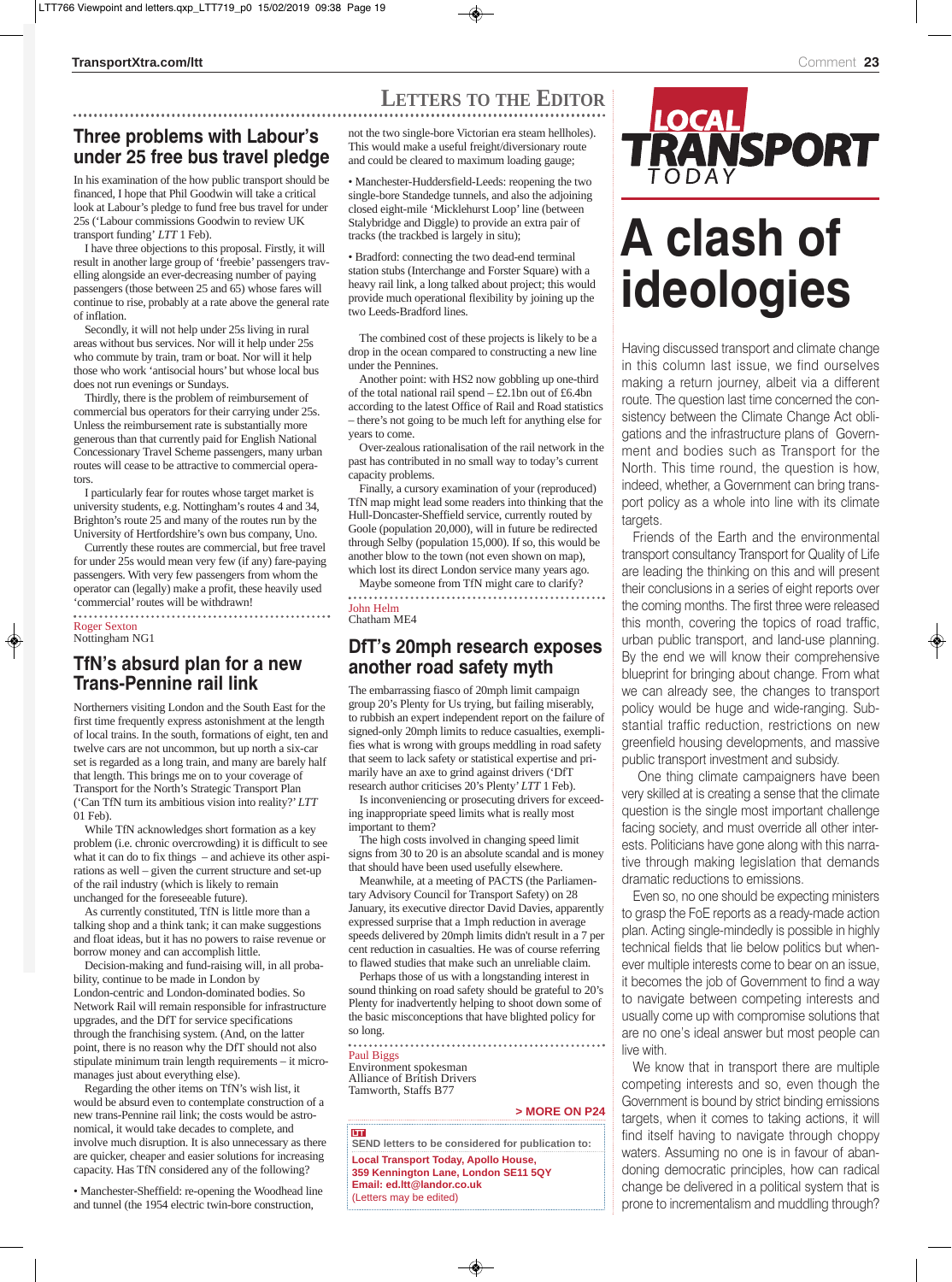# Letters to the Editor

## Three problems with Labour's under 25 free bus travel pledge

In his examination of the how public transport should be financed, I hope that Phil Goodwin will take a critical look at Labour's pledge to fund free bus travel for under 25s ('Labour commissions Goodwin to review UK transport funding' *LTT* 1 Feb).

I have three objections to this proposal. Firstly, it will result in another large group of 'freebie' passengers travelling alongside an ever-decreasing number of paying passengers (those between 25 and 65) whose fares will continue to rise, probably at a rate above the general rate of inflation.

Secondly, it will not help under 25s living in rural areas without bus services. Nor will it help under 25s who commute by train, tram or boat. Nor will it help those who work 'antisocial hours' but whose local bus does not run evenings or Sundays.

Thirdly, there is the problem of reimbursement of commercial bus operators for their carrying under 25s. Unless the reimbursement rate is substantially more generous than that currently paid for English National Concessionary Travel Scheme passengers, many urban routes will cease to be attractive to commercial operators.

I particularly fear for routes whose target market is university students, e.g. Nottingham's routes 4 and 34, Brighton's route 25 and many of the routes run by the University of Hertfordshire's own bus company, Uno.

Currently these routes are commercial, but free travel for under 25s would mean very few (if any) fare-paying passengers. With very few passengers from whom the operator can (legally) make a profit, these heavily used 'commercial' routes will be withdrawn!

Roger Sexton
Nottingham NG1

## TfN's absurd plan for a new Trans-Pennine rail link

Northerners visiting London and the South East for the first time frequently express astonishment at the length of local trains. In the south, formations of eight, ten and twelve cars are not uncommon, but up north a six-car set is regarded as a long train, and many are barely half that length. This brings me on to your coverage of Transport for the North's Strategic Transport Plan ('Can TfN turn its ambitious vision into reality?' *LTT* 01 Feb).

While TfN acknowledges short formation as a key problem (i.e. chronic overcrowding) it is difficult to see what it can do to fix things – and achieve its other aspirations as well – given the current structure and set-up of the rail industry (which is likely to remain unchanged for the foreseeable future).

As currently constituted, TfN is little more than a talking shop and a think tank; it can make suggestions and float ideas, but it has no powers to raise revenue or borrow money and can accomplish little.

Decision-making and fund-raising will, in all probability, continue to be made in London by London-centric and London-dominated bodies. So Network Rail will remain responsible for infrastructure upgrades, and the DfT for service specifications through the franchising system. (And, on the latter point, there is no reason why the DfT should not also stipulate minimum train length requirements – it micro-manages just about everything else).

Regarding the other items on TfN's wish list, it would be absurd even to contemplate construction of a new trans-Pennine rail link; the costs would be astronomical, it would take decades to complete, and involve much disruption. It is also unnecessary as there are quicker, cheaper and easier solutions for increasing capacity. Has TfN considered any of the following?

- Manchester-Sheffield: re-opening the Woodhead line and tunnel (the 1954 electric twin-bore construction, not the two single-bore Victorian era steam hellholes). This would make a useful freight/diversionary route and could be cleared to maximum loading gauge;
- Manchester-Huddersfield-Leeds: reopening the two single-bore Standedge tunnels, and also the adjoining closed eight-mile 'Micklehurst Loop' line (between Stalybridge and Diggle) to provide an extra pair of tracks (the trackbed is largely in situ);
- Bradford: connecting the two dead-end terminal station stubs (Interchange and Forster Square) with a heavy rail link, a long talked about project; this would provide much operational flexibility by joining up the two Leeds-Bradford lines.

The combined cost of these projects is likely to be a drop in the ocean compared to constructing a new line under the Pennines.

Another point: with HS2 now gobbling up one-third of the total national rail spend – £2.1bn out of £6.4bn according to the latest Office of Rail and Road statistics – there's not going to be much left for anything else for years to come.

Over-zealous rationalisation of the rail network in the past has contributed in no small way to today's current capacity problems.

Finally, a cursory examination of your (reproduced) TfN map might lead some readers into thinking that the Hull-Doncaster-Sheffield service, currently routed by Goole (population 20,000), will in future be rerouted through Selby (population 15,000). If so, this would be another blow to the town (not even shown on map), which lost its direct London service many years ago.

Maybe someone from TfN might care to clarify?

John Helm
Chatham ME4

## DfT's 20mph research exposes another road safety myth

The embarrassing fiasco of 20mph limit campaign group 20's Plenty for Us trying, but failing miserably, to rubbish an expert independent report on the failure of signed-only 20mph limits to reduce casualties, exemplifies what is wrong with groups meddling in road safety that seem to lack safety or statistical expertise and primarily have an axe to grind against drivers ('DfT research author criticises 20's Plenty' *LTT* 1 Feb).

Is inconveniencing or prosecuting drivers for exceeding inappropriate speed limits what is really most important to them?

The high costs involved in changing speed limit signs from 30 to 20 is an absolute scandal and is money that should have been used usefully elsewhere.

Meanwhile, at a meeting of PACTS (the Parliamentary Advisory Council for Transport Safety) on 28 January, its executive director David Davies, apparently expressed surprise that a 1mph reduction in average speeds delivered by 20mph limits didn't result in a 7 per cent reduction in casualties. He was of course referring to flawed studies that make such an unreliable claim.

Perhaps those of us with a longstanding interest in sound thinking on road safety should be grateful to 20's Plenty for inadvertently helping to shoot down some of the basic misconceptions that have blighted policy for so long.

Paul Biggs
Environment spokesman
Alliance of British Drivers
Tamworth, Staffs B77

**> MORE ON P24**

**SEND letters to be considered for publication to:**
**Local Transport Today, Apollo House, 359 Kennington Lane, London SE11 5QY**
**Email: ed.ltt@landor.co.uk**
(Letters may be edited)

---

# A clash of ideologies

Having discussed transport and climate change in this column last issue, we find ourselves making a return journey, albeit via a different route. The question last time concerned the consistency between the Climate Change Act obligations and the infrastructure plans of Government and bodies such as Transport for the North. This time round, the question is how, indeed, whether, a Government can bring transport policy as a whole into line with its climate targets.

Friends of the Earth and the environmental transport consultancy Transport for Quality of Life are leading the thinking on this and will present their conclusions in a series of eight reports over the coming months. The first three were released this month, covering the topics of road traffic, urban public transport, and land-use planning. By the end we will know their comprehensive blueprint for bringing about change. From what we can already see, the changes to transport policy would be huge and wide-ranging. Substantial traffic reduction, restrictions on new greenfield housing developments, and massive public transport investment and subsidy.

One thing climate campaigners have been very skilled at is creating a sense that the climate question is the single most important challenge facing society, and must override all other interests. Politicians have gone along with this narrative through making legislation that demands dramatic reductions to emissions.

Even so, no one should be expecting ministers to grasp the FoE reports as a ready-made action plan. Acting single-mindedly is possible in highly technical fields that lie below politics but whenever multiple interests come to bear on an issue, it becomes the job of Government to find a way to navigate between competing interests and usually come up with compromise solutions that are no one's ideal answer but most people can live with.

We know that in transport there are multiple competing interests and so, even though the Government is bound by strict binding emissions targets, when it comes to taking actions, it will find itself having to navigate through choppy waters. Assuming no one is in favour of abandoning democratic principles, how can radical change be delivered in a political system that is prone to incrementalism and muddling through?